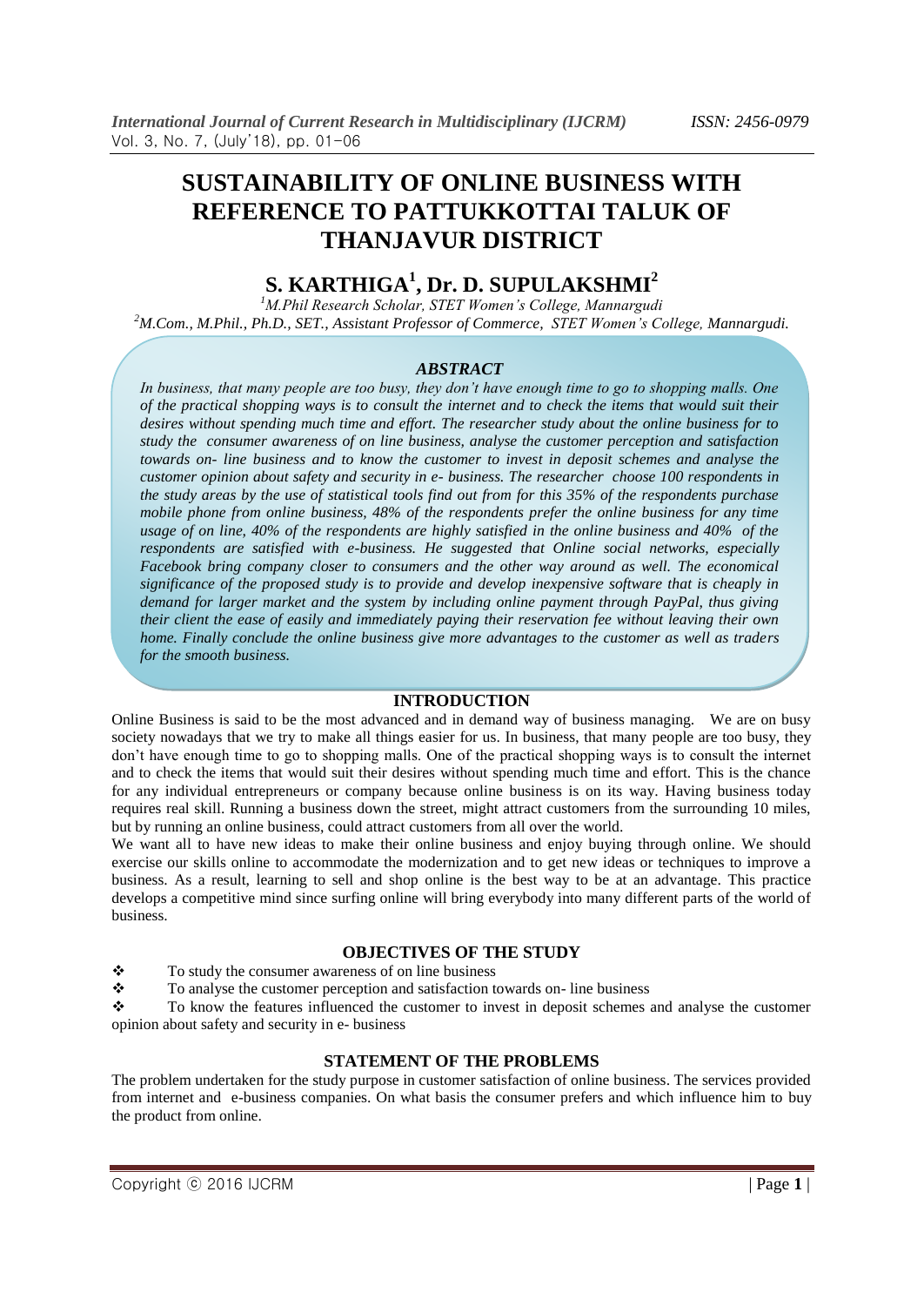# SUSTAINABILITY OF ONLINE BUSINESS WITH REFERENCE TO PATTUKKOTTAI TALUK OF THANJAVUR DISTRICT

## S. KARTHIGA[1], Dr. D. SUPULAKSHMI[2]

[1]*M.Phil Research Scholar, STET Women's College, Mannargudi*
[2]*M.Com., M.Phil., Ph.D., SET., Assistant Professor of Commerce, STET Women's College, Mannargudi.*

### *ABSTRACT*

*In business, that many people are too busy, they don't have enough time to go to shopping malls. One of the practical shopping ways is to consult the internet and to check the items that would suit their desires without spending much time and effort. The researcher study about the online business for to study the consumer awareness of on line business, analyse the customer perception and satisfaction towards on- line business and to know the customer to invest in deposit schemes and analyse the customer opinion about safety and security in e- business. The researcher choose 100 respondents in the study areas by the use of statistical tools find out from for this 35% of the respondents purchase mobile phone from online business, 48% of the respondents prefer the online business for any time usage of on line, 40% of the respondents are highly satisfied in the online business and 40% of the respondents are satisfied with e-business. He suggested that Online social networks, especially Facebook bring company closer to consumers and the other way around as well. The economical significance of the proposed study is to provide and develop inexpensive software that is cheaply in demand for larger market and the system by including online payment through PayPal, thus giving their client the ease of easily and immediately paying their reservation fee without leaving their own home. Finally conclude the online business give more advantages to the customer as well as traders for the smooth business.*

### INTRODUCTION

Online Business is said to be the most advanced and in demand way of business managing. We are on busy society nowadays that we try to make all things easier for us. In business, that many people are too busy, they don't have enough time to go to shopping malls. One of the practical shopping ways is to consult the internet and to check the items that would suit their desires without spending much time and effort. This is the chance for any individual entrepreneurs or company because online business is on its way. Having business today requires real skill. Running a business down the street, might attract customers from the surrounding 10 miles, but by running an online business, could attract customers from all over the world.

We want all to have new ideas to make their online business and enjoy buying through online. We should exercise our skills online to accommodate the modernization and to get new ideas or techniques to improve a business. As a result, learning to sell and shop online is the best way to be at an advantage. This practice develops a competitive mind since surfing online will bring everybody into many different parts of the world of business.

### OBJECTIVES OF THE STUDY

- To study the consumer awareness of on line business
- To analyse the customer perception and satisfaction towards on- line business
- To know the features influenced the customer to invest in deposit schemes and analyse the customer opinion about safety and security in e- business

### STATEMENT OF THE PROBLEMS

The problem undertaken for the study purpose in customer satisfaction of online business. The services provided from internet and e-business companies. On what basis the consumer prefers and which influence him to buy the product from online.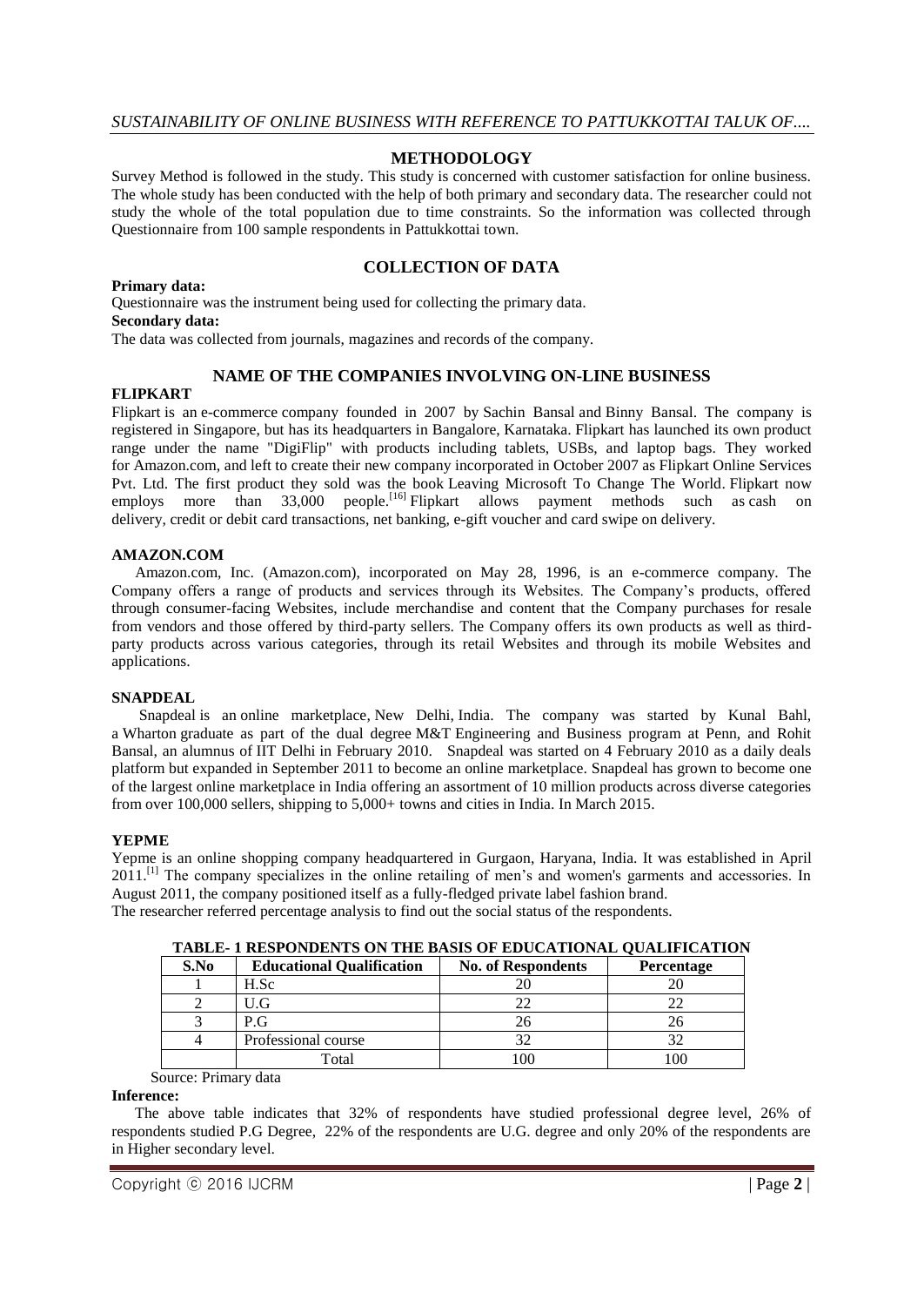## METHODOLOGY

Survey Method is followed in the study. This study is concerned with customer satisfaction for online business. The whole study has been conducted with the help of both primary and secondary data. The researcher could not study the whole of the total population due to time constraints. So the information was collected through Questionnaire from 100 sample respondents in Pattukkottai town.

## COLLECTION OF DATA

**Primary data:**

Questionnaire was the instrument being used for collecting the primary data.

**Secondary data:**

The data was collected from journals, magazines and records of the company.

## NAME OF THE COMPANIES INVOLVING ON-LINE BUSINESS

**FLIPKART**

Flipkart is an e-commerce company founded in 2007 by Sachin Bansal and Binny Bansal. The company is registered in Singapore, but has its headquarters in Bangalore, Karnataka. Flipkart has launched its own product range under the name "DigiFlip" with products including tablets, USBs, and laptop bags. They worked for Amazon.com, and left to create their new company incorporated in October 2007 as Flipkart Online Services Pvt. Ltd. The first product they sold was the book Leaving Microsoft To Change The World. Flipkart now employs more than 33,000 people.[16] Flipkart allows payment methods such as cash on delivery, credit or debit card transactions, net banking, e-gift voucher and card swipe on delivery.

**AMAZON.COM**

Amazon.com, Inc. (Amazon.com), incorporated on May 28, 1996, is an e-commerce company. The Company offers a range of products and services through its Websites. The Company's products, offered through consumer-facing Websites, include merchandise and content that the Company purchases for resale from vendors and those offered by third-party sellers. The Company offers its own products as well as third-party products across various categories, through its retail Websites and through its mobile Websites and applications.

**SNAPDEAL**

Snapdeal is an online marketplace, New Delhi, India. The company was started by Kunal Bahl, a Wharton graduate as part of the dual degree M&T Engineering and Business program at Penn, and Rohit Bansal, an alumnus of IIT Delhi in February 2010. Snapdeal was started on 4 February 2010 as a daily deals platform but expanded in September 2011 to become an online marketplace. Snapdeal has grown to become one of the largest online marketplace in India offering an assortment of 10 million products across diverse categories from over 100,000 sellers, shipping to 5,000+ towns and cities in India. In March 2015.

**YEPME**

Yepme is an online shopping company headquartered in Gurgaon, Haryana, India. It was established in April 2011.[1] The company specializes in the online retailing of men's and women's garments and accessories. In August 2011, the company positioned itself as a fully-fledged private label fashion brand.

The researcher referred percentage analysis to find out the social status of the respondents.

**TABLE- 1 RESPONDENTS ON THE BASIS OF EDUCATIONAL QUALIFICATION**

| S.No | Educational Qualification | No. of Respondents | Percentage |
|---|---|---|---|
| 1 | H.Sc | 20 | 20 |
| 2 | U.G | 22 | 22 |
| 3 | P.G | 26 | 26 |
| 4 | Professional course | 32 | 32 |
| | Total | 100 | 100 |

Source: Primary data

**Inference:**

The above table indicates that 32% of respondents have studied professional degree level, 26% of respondents studied P.G Degree, 22% of the respondents are U.G. degree and only 20% of the respondents are in Higher secondary level.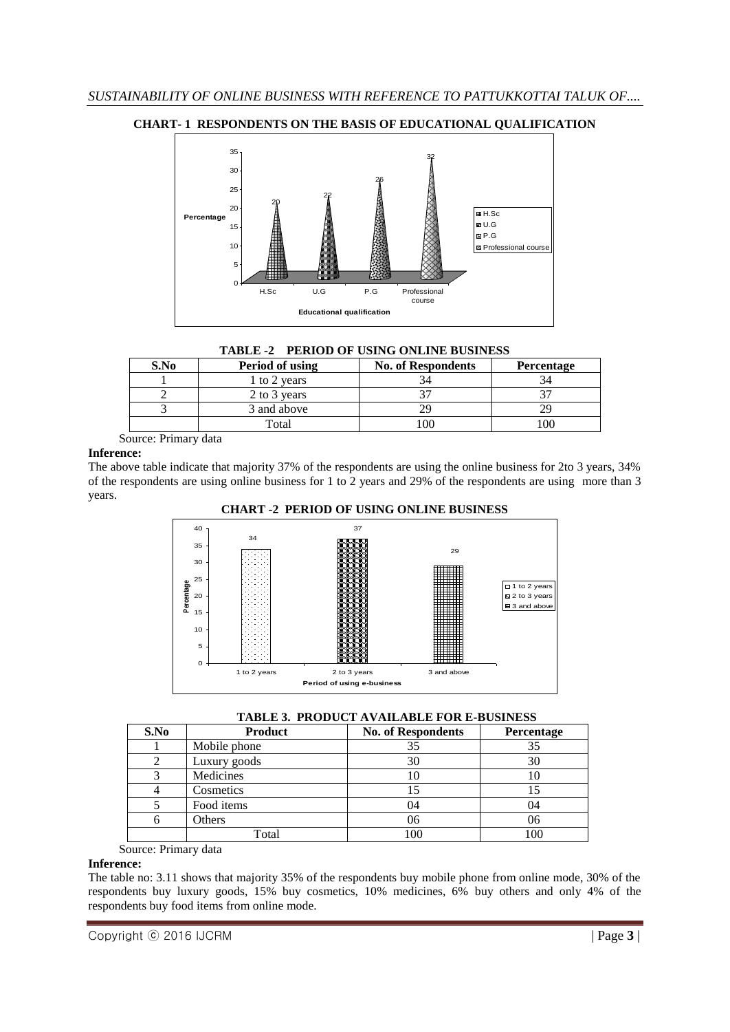**CHART- 1 RESPONDENTS ON THE BASIS OF EDUCATIONAL QUALIFICATION**

**TABLE -2 PERIOD OF USING ONLINE BUSINESS**

| S.No | Period of using | No. of Respondents | Percentage |
|---|---|---|---|
| 1 | 1 to 2 years | 34 | 34 |
| 2 | 2 to 3 years | 37 | 37 |
| 3 | 3 and above | 29 | 29 |
| | Total | 100 | 100 |

Source: Primary data

**Inference:**

The above table indicate that majority 37% of the respondents are using the online business for 2to 3 years, 34% of the respondents are using online business for 1 to 2 years and 29% of the respondents are using more than 3 years.

**CHART -2 PERIOD OF USING ONLINE BUSINESS**

**TABLE 3. PRODUCT AVAILABLE FOR E-BUSINESS**

| S.No | Product | No. of Respondents | Percentage |
|---|---|---|---|
| 1 | Mobile phone | 35 | 35 |
| 2 | Luxury goods | 30 | 30 |
| 3 | Medicines | 10 | 10 |
| 4 | Cosmetics | 15 | 15 |
| 5 | Food items | 04 | 04 |
| 6 | Others | 06 | 06 |
| | Total | 100 | 100 |

Source: Primary data

**Inference:**

The table no: 3.11 shows that majority 35% of the respondents buy mobile phone from online mode, 30% of the respondents buy luxury goods, 15% buy cosmetics, 10% medicines, 6% buy others and only 4% of the respondents buy food items from online mode.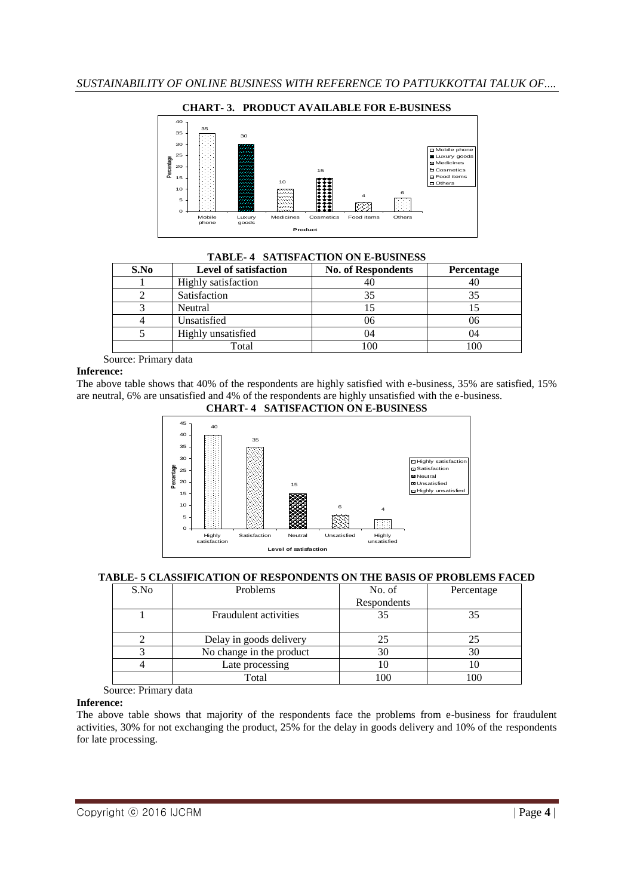**CHART- 3. PRODUCT AVAILABLE FOR E-BUSINESS**

**TABLE- 4 SATISFACTION ON E-BUSINESS**

| S.No | Level of satisfaction | No. of Respondents | Percentage |
|---|---|---|---|
| 1 | Highly satisfaction | 40 | 40 |
| 2 | Satisfaction | 35 | 35 |
| 3 | Neutral | 15 | 15 |
| 4 | Unsatisfied | 06 | 06 |
| 5 | Highly unsatisfied | 04 | 04 |
| | Total | 100 | 100 |

Source: Primary data

**Inference:**

The above table shows that 40% of the respondents are highly satisfied with e-business, 35% are satisfied, 15% are neutral, 6% are unsatisfied and 4% of the respondents are highly unsatisfied with the e-business.

**CHART- 4 SATISFACTION ON E-BUSINESS**

**TABLE- 5 CLASSIFICATION OF RESPONDENTS ON THE BASIS OF PROBLEMS FACED**

| S.No | Problems | No. of Respondents | Percentage |
|---|---|---|---|
| 1 | Fraudulent activities | 35 | 35 |
| 2 | Delay in goods delivery | 25 | 25 |
| 3 | No change in the product | 30 | 30 |
| 4 | Late processing | 10 | 10 |
| | Total | 100 | 100 |

Source: Primary data

**Inference:**

The above table shows that majority of the respondents face the problems from e-business for fraudulent activities, 30% for not exchanging the product, 25% for the delay in goods delivery and 10% of the respondents for late processing.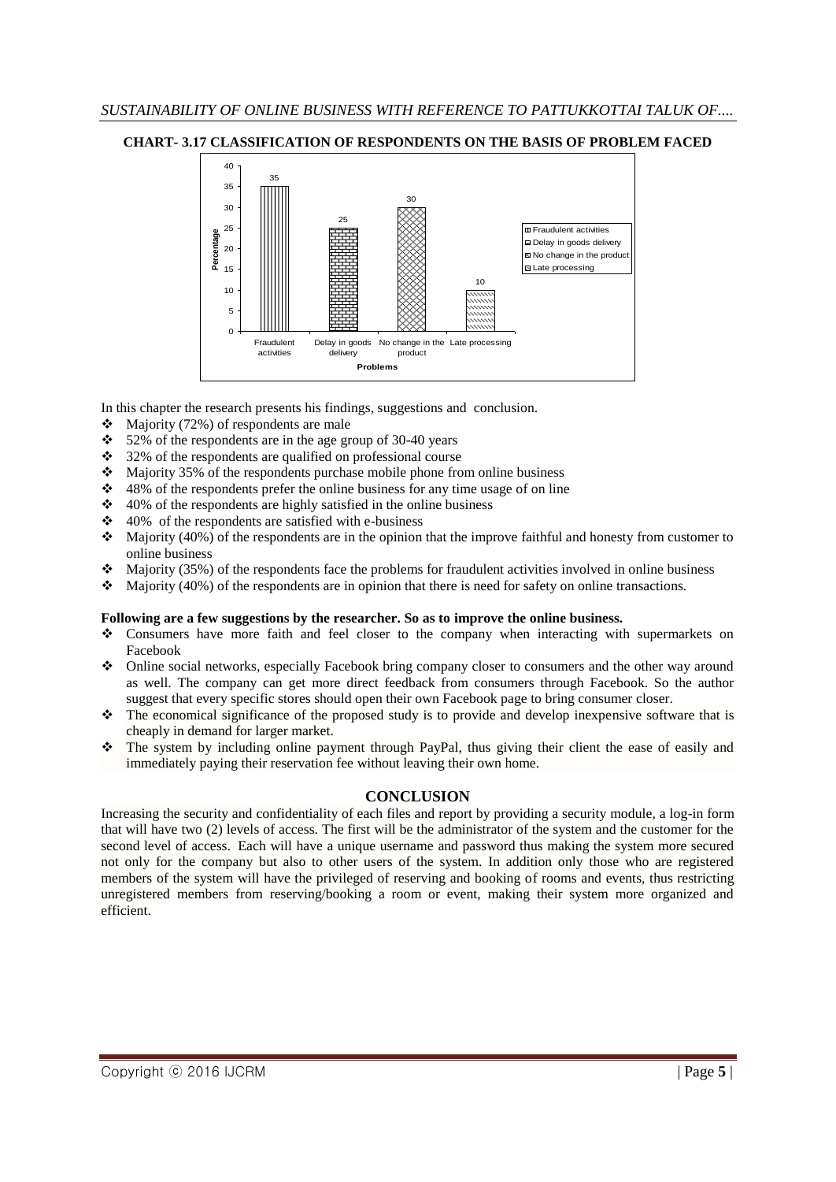**CHART- 3.17 CLASSIFICATION OF RESPONDENTS ON THE BASIS OF PROBLEM FACED**

In this chapter the research presents his findings, suggestions and conclusion.

- ❖ Majority (72%) of respondents are male
- ❖ 52% of the respondents are in the age group of 30-40 years
- ❖ 32% of the respondents are qualified on professional course
- ❖ Majority 35% of the respondents purchase mobile phone from online business
- ❖ 48% of the respondents prefer the online business for any time usage of on line
- ❖ 40% of the respondents are highly satisfied in the online business
- ❖ 40% of the respondents are satisfied with e-business
- ❖ Majority (40%) of the respondents are in the opinion that the improve faithful and honesty from customer to online business
- ❖ Majority (35%) of the respondents face the problems for fraudulent activities involved in online business
- ❖ Majority (40%) of the respondents are in opinion that there is need for safety on online transactions.

**Following are a few suggestions by the researcher. So as to improve the online business.**

- ❖ Consumers have more faith and feel closer to the company when interacting with supermarkets on Facebook
- ❖ Online social networks, especially Facebook bring company closer to consumers and the other way around as well. The company can get more direct feedback from consumers through Facebook. So the author suggest that every specific stores should open their own Facebook page to bring consumer closer.
- ❖ The economical significance of the proposed study is to provide and develop inexpensive software that is cheaply in demand for larger market.
- ❖ The system by including online payment through PayPal, thus giving their client the ease of easily and immediately paying their reservation fee without leaving their own home.

## CONCLUSION

Increasing the security and confidentiality of each files and report by providing a security module, a log-in form that will have two (2) levels of access. The first will be the administrator of the system and the customer for the second level of access. Each will have a unique username and password thus making the system more secured not only for the company but also to other users of the system. In addition only those who are registered members of the system will have the privileged of reserving and booking of rooms and events, thus restricting unregistered members from reserving/booking a room or event, making their system more organized and efficient.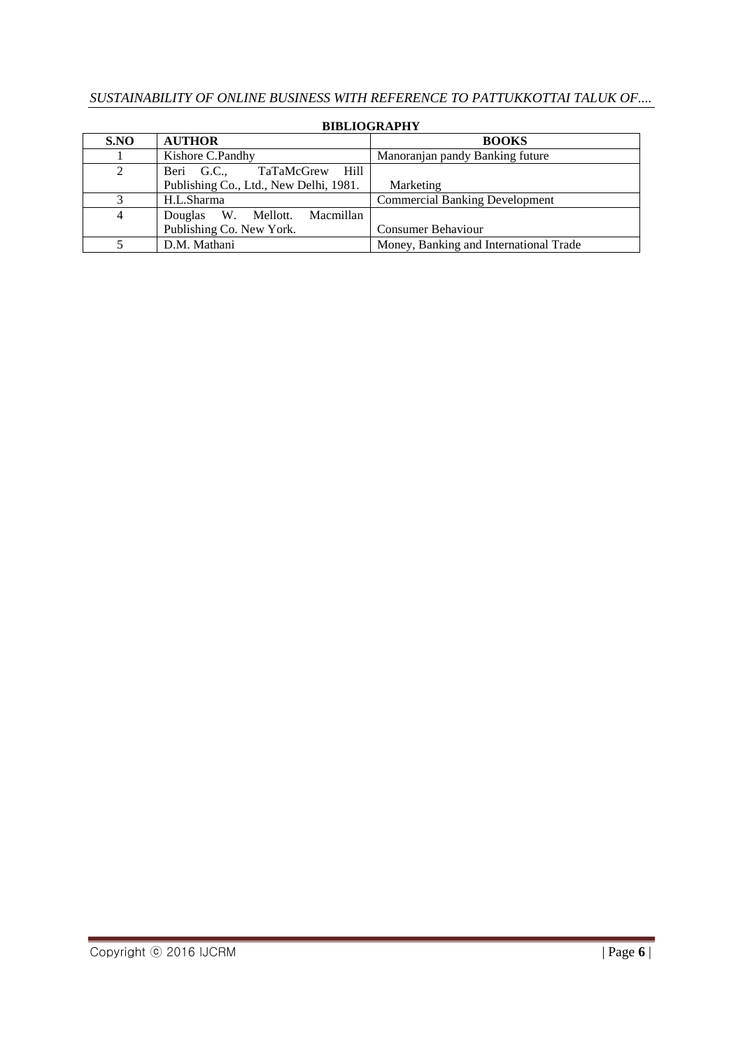**BIBLIOGRAPHY**

| S.NO | AUTHOR | BOOKS |
|---|---|---|
| 1 | Kishore C.Pandhy | Manoranjan pandy Banking future |
| 2 | Beri G.C., TaTaMcGrew Hill Publishing Co., Ltd., New Delhi, 1981. | Marketing |
| 3 | H.L.Sharma | Commercial Banking Development |
| 4 | Douglas W. Mellott. Macmillan Publishing Co. New York. | Consumer Behaviour |
| 5 | D.M. Mathani | Money, Banking and International Trade |